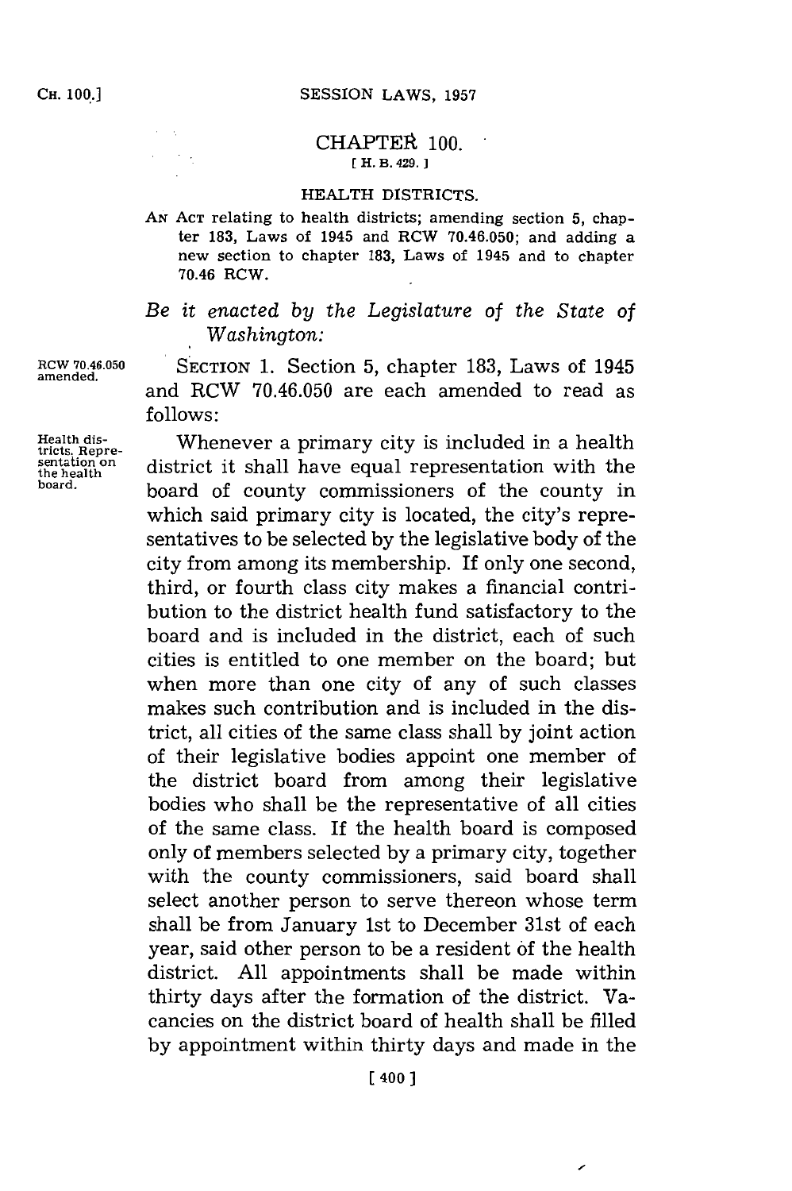# CHAPTER 100.

[ H. B. 429. ]

## HEALTH DISTRICTS.

AN ACT relating to health districts; amending section 5, chapter 183, Laws of 1945 and RCW 70.46.050; and adding a new section to chapter 183, Laws of 1945 and to chapter 70.46 RCW.

*Be it enacted by the Legislature of the State of Washington:*

RCW 70.46.050 amended.

SECTION 1. Section 5, chapter 183, Laws of 1945 and RCW 70.46.050 are each amended to read as follows:

Health districts. Representation on the health board.

Whenever a primary city is included in a health district it shall have equal representation with the board of county commissioners of the county in which said primary city is located, the city's representatives to be selected by the legislative body of the city from among its membership. If only one second, third, or fourth class city makes a financial contribution to the district health fund satisfactory to the board and is included in the district, each of such cities is entitled to one member on the board; but when more than one city of any of such classes makes such contribution and is included in the district, all cities of the same class shall by joint action of their legislative bodies appoint one member of the district board from among their legislative bodies who shall be the representative of all cities of the same class. If the health board is composed only of members selected by a primary city, together with the county commissioners, said board shall select another person to serve thereon whose term shall be from January 1st to December 31st of each year, said other person to be a resident of the health district. All appointments shall be made within thirty days after the formation of the district. Vacancies on the district board of health shall be filled by appointment within thirty days and made in the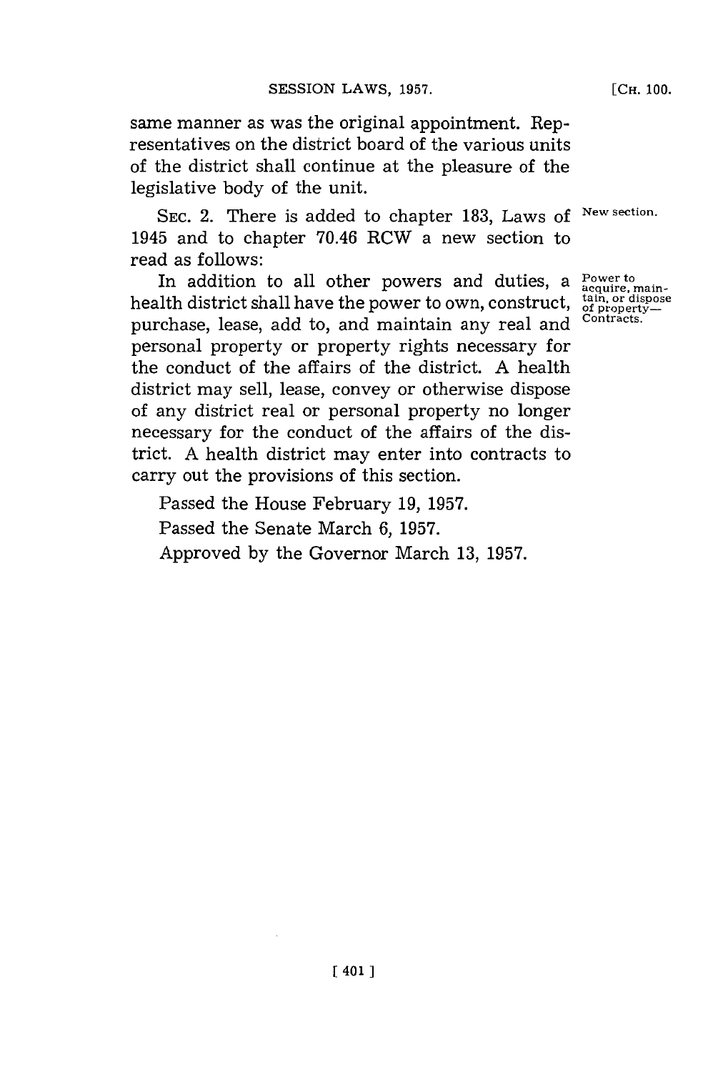same manner as was the original appointment. Representatives on the district board of the various units of the district shall continue at the pleasure of the legislative body of the unit.

SEC. 2. There is added to chapter 183, Laws of 1945 and to chapter 70.46 RCW a new section to read as follows:

New section.

Power to acquire, maintain, or dispose of property—Contracts.

In addition to all other powers and duties, a health district shall have the power to own, construct, purchase, lease, add to, and maintain any real and personal property or property rights necessary for the conduct of the affairs of the district. A health district may sell, lease, convey or otherwise dispose of any district real or personal property no longer necessary for the conduct of the affairs of the district. A health district may enter into contracts to carry out the provisions of this section.

Passed the House February 19, 1957.

Passed the Senate March 6, 1957.

Approved by the Governor March 13, 1957.